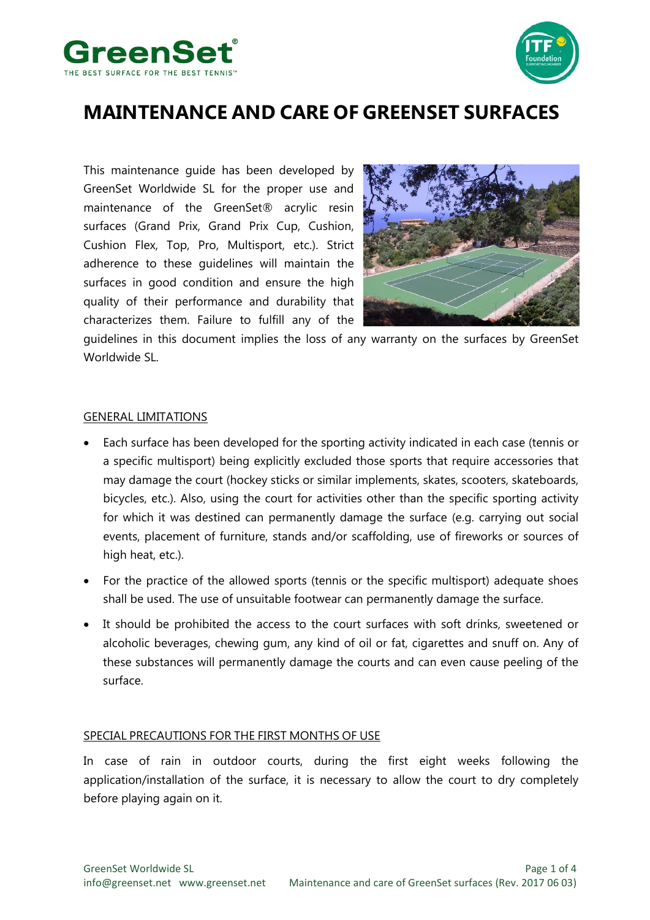# MAINTENANCE AND CARE OF GREENSET SURFACES

This maintenance guide has been developed by GreenSet Worldwide SL for the proper use and maintenance of the GreenSet® acrylic resin surfaces (Grand Prix, Grand Prix Cup, Cushion, Cushion Flex, Top, Pro, Multisport, etc.). Strict adherence to these guidelines will maintain the surfaces in good condition and ensure the high quality of their performance and durability that characterizes them. Failure to fulfill any of the guidelines in this document implies the loss of any warranty on the surfaces by GreenSet Worldwide SL.

## GENERAL LIMITATIONS

- Each surface has been developed for the sporting activity indicated in each case (tennis or a specific multisport) being explicitly excluded those sports that require accessories that may damage the court (hockey sticks or similar implements, skates, scooters, skateboards, bicycles, etc.). Also, using the court for activities other than the specific sporting activity for which it was destined can permanently damage the surface (e.g. carrying out social events, placement of furniture, stands and/or scaffolding, use of fireworks or sources of high heat, etc.).
- For the practice of the allowed sports (tennis or the specific multisport) adequate shoes shall be used. The use of unsuitable footwear can permanently damage the surface.
- It should be prohibited the access to the court surfaces with soft drinks, sweetened or alcoholic beverages, chewing gum, any kind of oil or fat, cigarettes and snuff on. Any of these substances will permanently damage the courts and can even cause peeling of the surface.

## SPECIAL PRECAUTIONS FOR THE FIRST MONTHS OF USE

In case of rain in outdoor courts, during the first eight weeks following the application/installation of the surface, it is necessary to allow the court to dry completely before playing again on it.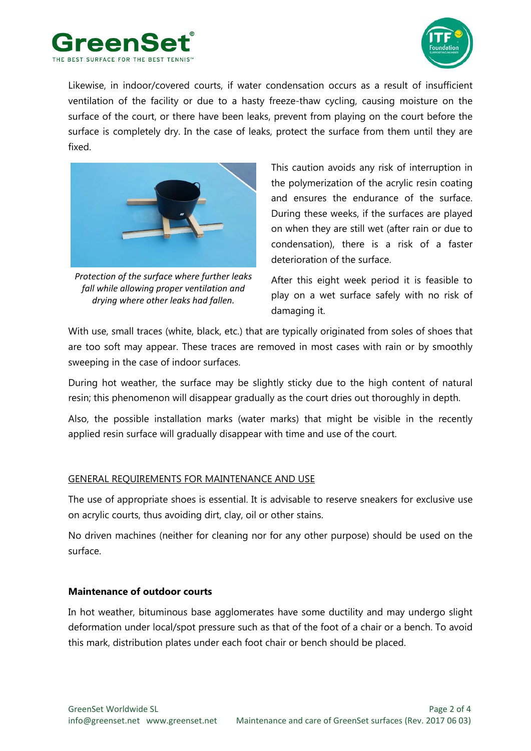Likewise, in indoor/covered courts, if water condensation occurs as a result of insufficient ventilation of the facility or due to a hasty freeze-thaw cycling, causing moisture on the surface of the court, or there have been leaks, prevent from playing on the court before the surface is completely dry. In the case of leaks, protect the surface from them until they are fixed.

*Protection of the surface where further leaks fall while allowing proper ventilation and drying where other leaks had fallen.*

This caution avoids any risk of interruption in the polymerization of the acrylic resin coating and ensures the endurance of the surface. During these weeks, if the surfaces are played on when they are still wet (after rain or due to condensation), there is a risk of a faster deterioration of the surface.

After this eight week period it is feasible to play on a wet surface safely with no risk of damaging it.

With use, small traces (white, black, etc.) that are typically originated from soles of shoes that are too soft may appear. These traces are removed in most cases with rain or by smoothly sweeping in the case of indoor surfaces.

During hot weather, the surface may be slightly sticky due to the high content of natural resin; this phenomenon will disappear gradually as the court dries out thoroughly in depth.

Also, the possible installation marks (water marks) that might be visible in the recently applied resin surface will gradually disappear with time and use of the court.

## GENERAL REQUIREMENTS FOR MAINTENANCE AND USE

The use of appropriate shoes is essential. It is advisable to reserve sneakers for exclusive use on acrylic courts, thus avoiding dirt, clay, oil or other stains.

No driven machines (neither for cleaning nor for any other purpose) should be used on the surface.

### Maintenance of outdoor courts

In hot weather, bituminous base agglomerates have some ductility and may undergo slight deformation under local/spot pressure such as that of the foot of a chair or a bench. To avoid this mark, distribution plates under each foot chair or bench should be placed.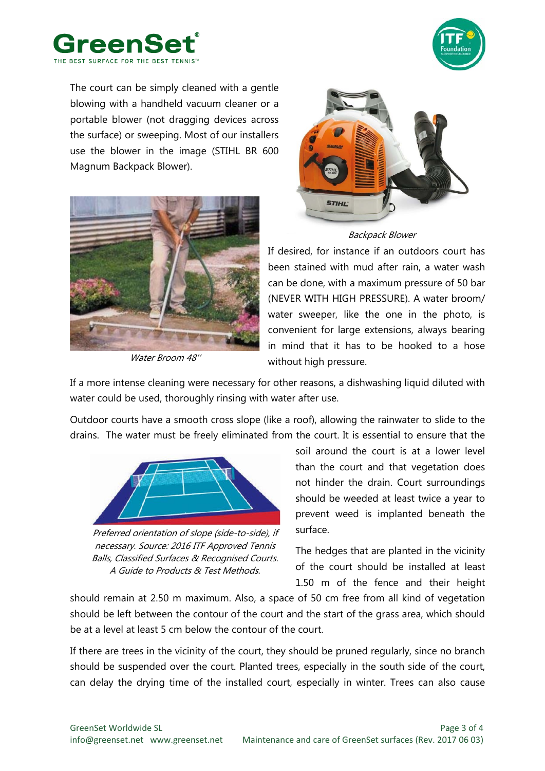The court can be simply cleaned with a gentle blowing with a handheld vacuum cleaner or a portable blower (not dragging devices across the surface) or sweeping. Most of our installers use the blower in the image (STIHL BR 600 Magnum Backpack Blower).

*Backpack Blower*

*Water Broom 48''*

If desired, for instance if an outdoors court has been stained with mud after rain, a water wash can be done, with a maximum pressure of 50 bar (NEVER WITH HIGH PRESSURE). A water broom/ water sweeper, like the one in the photo, is convenient for large extensions, always bearing in mind that it has to be hooked to a hose without high pressure.

If a more intense cleaning were necessary for other reasons, a dishwashing liquid diluted with water could be used, thoroughly rinsing with water after use.

Outdoor courts have a smooth cross slope (like a roof), allowing the rainwater to slide to the drains. The water must be freely eliminated from the court. It is essential to ensure that the soil around the court is at a lower level than the court and that vegetation does not hinder the drain. Court surroundings should be weeded at least twice a year to prevent weed is implanted beneath the surface.

*Preferred orientation of slope (side-to-side), if necessary. Source: 2016 ITF Approved Tennis Balls, Classified Surfaces & Recognised Courts. A Guide to Products & Test Methods.*

The hedges that are planted in the vicinity of the court should be installed at least 1.50 m of the fence and their height should remain at 2.50 m maximum. Also, a space of 50 cm free from all kind of vegetation should be left between the contour of the court and the start of the grass area, which should be at a level at least 5 cm below the contour of the court.

If there are trees in the vicinity of the court, they should be pruned regularly, since no branch should be suspended over the court. Planted trees, especially in the south side of the court, can delay the drying time of the installed court, especially in winter. Trees can also cause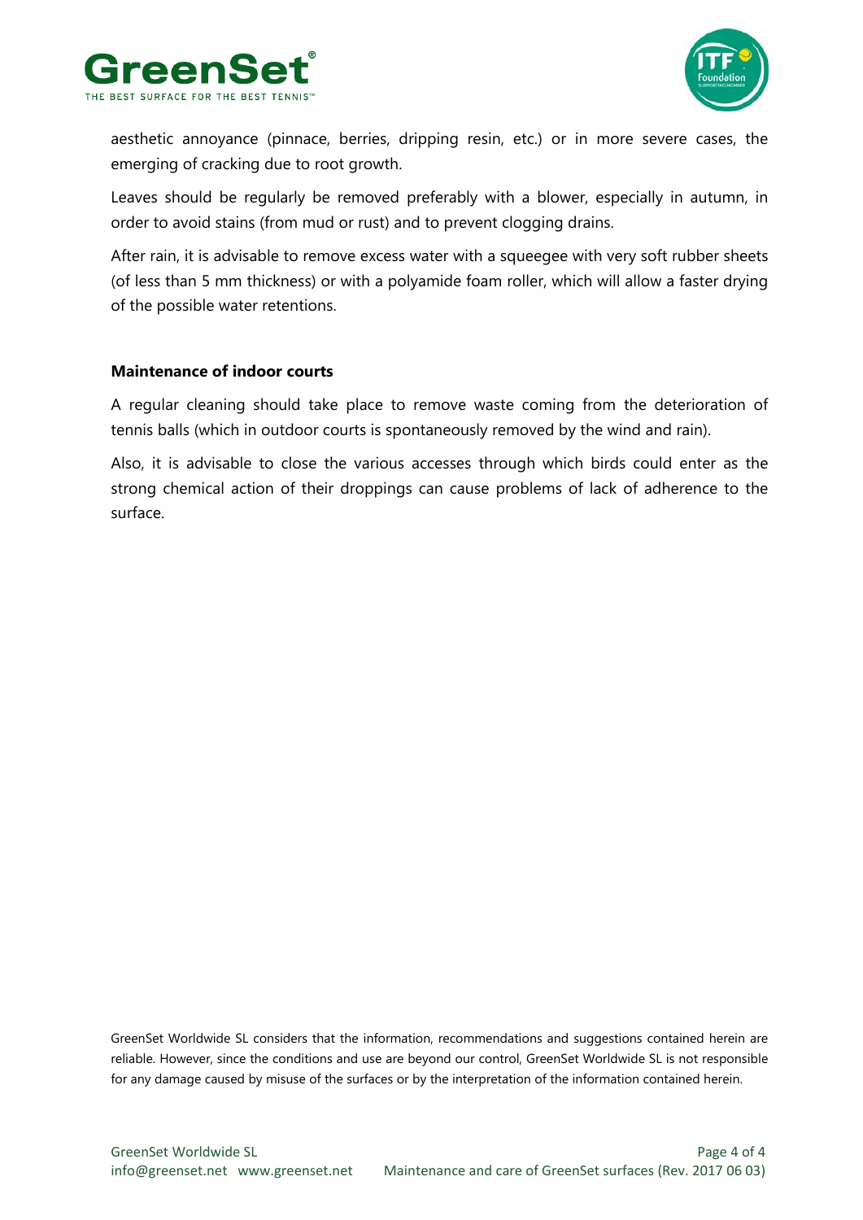aesthetic annoyance (pinnace, berries, dripping resin, etc.) or in more severe cases, the emerging of cracking due to root growth.

Leaves should be regularly be removed preferably with a blower, especially in autumn, in order to avoid stains (from mud or rust) and to prevent clogging drains.

After rain, it is advisable to remove excess water with a squeegee with very soft rubber sheets (of less than 5 mm thickness) or with a polyamide foam roller, which will allow a faster drying of the possible water retentions.

**Maintenance of indoor courts**

A regular cleaning should take place to remove waste coming from the deterioration of tennis balls (which in outdoor courts is spontaneously removed by the wind and rain).

Also, it is advisable to close the various accesses through which birds could enter as the strong chemical action of their droppings can cause problems of lack of adherence to the surface.

GreenSet Worldwide SL considers that the information, recommendations and suggestions contained herein are reliable. However, since the conditions and use are beyond our control, GreenSet Worldwide SL is not responsible for any damage caused by misuse of the surfaces or by the interpretation of the information contained herein.